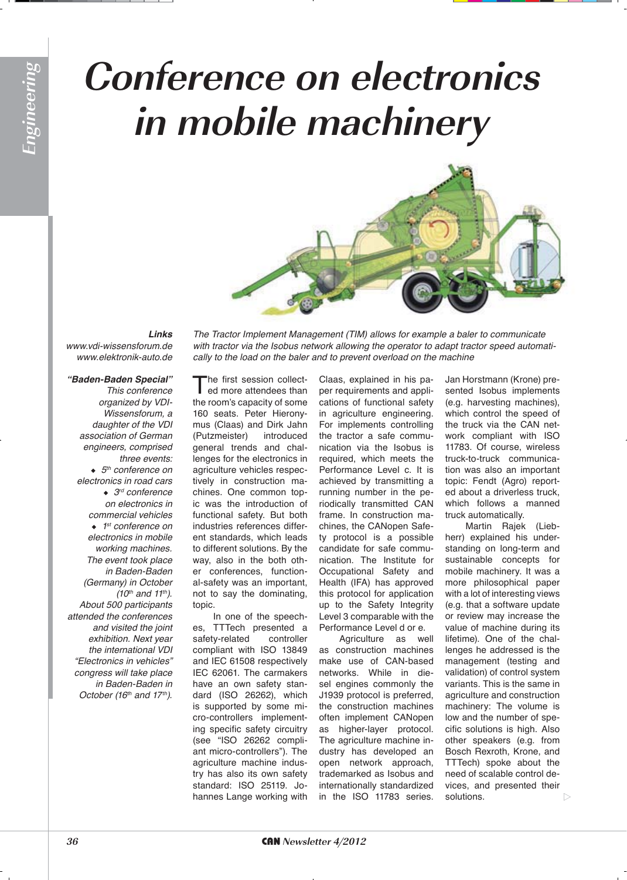# Conference on electronics in mobile machinery

*The Tractor Implement Management (TIM) allows for example a baler to communicate with tractor via the Isobus network allowing the operator to adapt tractor speed automatically to the load on the baler and to prevent overload on the machine*

***Links***

*www.vdi-wissensforum.de*
*www.elektronik-auto.de*

***"Baden-Baden Special"***

*This conference organized by VDI-Wissensforum, a daughter of the VDI association of German engineers, comprised three events:*

- *5th conference on electronics in road cars*
- *3rd conference on electronics in commercial vehicles*
- *1st conference on electronics in mobile working machines.*

*The event took place in Baden-Baden (Germany) in October (10th and 11th). About 500 participants attended the conferences and visited the joint exhibition. Next year the international VDI "Electronics in vehicles" congress will take place in Baden-Baden in October (16th and 17th).*

The first session collected more attendees than the room's capacity of some 160 seats. Peter Hieronymus (Claas) and Dirk Jahn (Putzmeister) introduced general trends and challenges for the electronics in agriculture vehicles respectively in construction machines. One common topic was the introduction of functional safety. But both industries references different standards, which leads to different solutions. By the way, also in the both other conferences, functional-safety was an important, not to say the dominating, topic.

In one of the speeches, TTTech presented a safety-related controller compliant with ISO 13849 and IEC 61508 respectively IEC 62061. The carmakers have an own safety standard (ISO 26262), which is supported by some micro-controllers implementing specific safety circuitry (see "ISO 26262 compliant micro-controllers"). The agriculture machine industry has also its own safety standard: ISO 25119. Johannes Lange working with Claas, explained in his paper requirements and applications of functional safety in agriculture engineering. For implements controlling the tractor a safe communication via the Isobus is required, which meets the Performance Level c. It is achieved by transmitting a running number in the periodically transmitted CAN frame. In construction machines, the CANopen Safety protocol is a possible candidate for safe communication. The Institute for Occupational Safety and Health (IFA) has approved this protocol for application up to the Safety Integrity Level 3 comparable with the Performance Level d or e.

Agriculture as well as construction machines make use of CAN-based networks. While in diesel engines commonly the J1939 protocol is preferred, the construction machines often implement CANopen as higher-layer protocol. The agriculture machine industry has developed an open network approach, trademarked as Isobus and internationally standardized in the ISO 11783 series. Jan Horstmann (Krone) presented Isobus implements (e.g. harvesting machines), which control the speed of the truck via the CAN network compliant with ISO 11783. Of course, wireless truck-to-truck communication was also an important topic: Fendt (Agro) reported about a driverless truck, which follows a manned truck automatically.

Martin Rajek (Liebherr) explained his understanding on long-term and sustainable concepts for mobile machinery. It was a more philosophical paper with a lot of interesting views (e.g. that a software update or review may increase the value of machine during its lifetime). One of the challenges he addressed is the management (testing and validation) of control system variants. This is the same in agriculture and construction machinery: The volume is low and the number of specific solutions is high. Also other speakers (e.g. from Bosch Rexroth, Krone, and TTTech) spoke about the need of scalable control devices, and presented their solutions.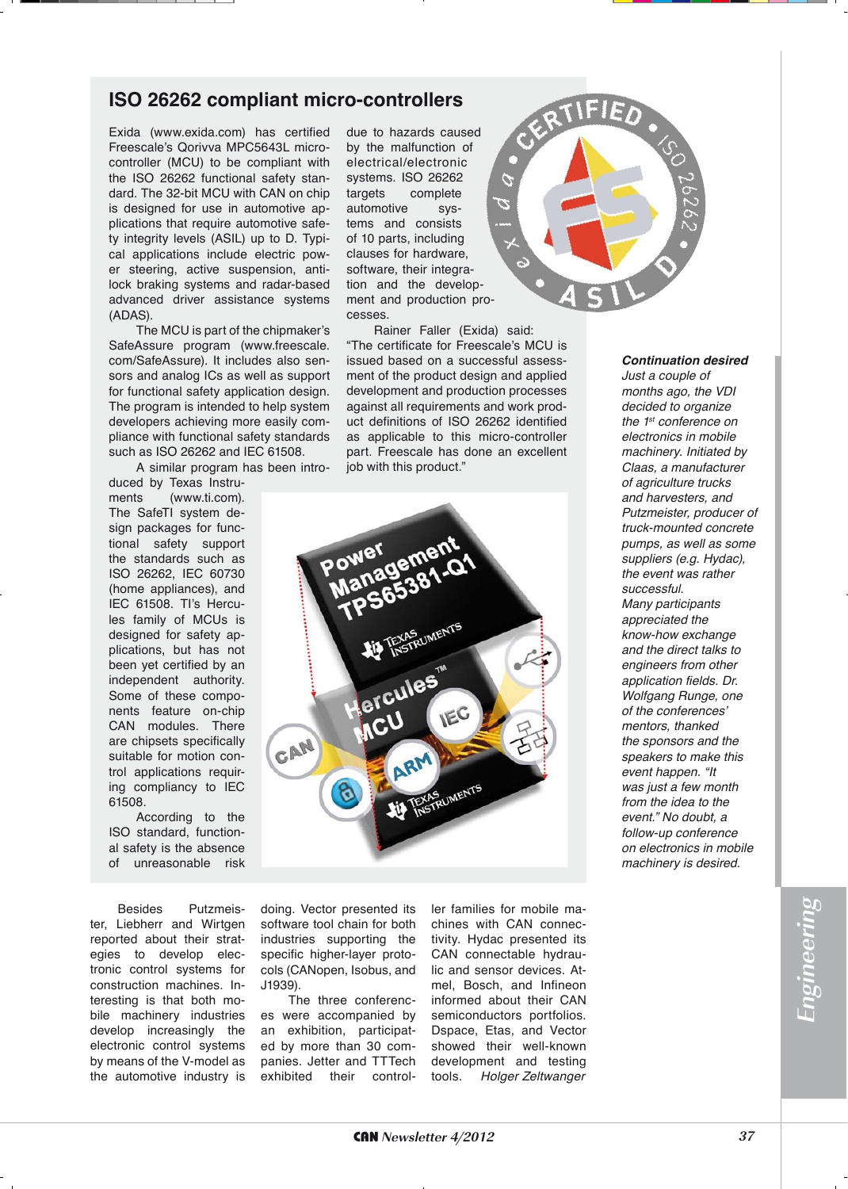## ISO 26262 compliant micro-controllers

Exida (www.exida.com) has certified Freescale's Qorivva MPC5643L micro-controller (MCU) to be compliant with the ISO 26262 functional safety standard. The 32-bit MCU with CAN on chip is designed for use in automotive applications that require automotive safety integrity levels (ASIL) up to D. Typical applications include electric power steering, active suspension, anti-lock braking systems and radar-based advanced driver assistance systems (ADAS).

The MCU is part of the chipmaker's SafeAssure program (www.freescale.com/SafeAssure). It includes sensors and analog ICs as well as support for functional safety application design. The program is intended to help system developers achieving more easily compliance with functional safety standards such as ISO 26262 and IEC 61508.

A similar program has been introduced by Texas Instruments (www.ti.com). The SafeTI system design packages for functional safety support the standards such as ISO 26262, IEC 60730 (home appliances), and IEC 61508. TI's Hercules family of MCUs is designed for safety applications, but has not been yet certified by an independent authority. Some of these components feature on-chip CAN modules. There are chipsets specifically suitable for motion control applications requiring compliancy to IEC 61508.

According to the ISO standard, functional safety is the absence of unreasonable risk due to hazards caused by the malfunction of electrical/electronic systems. ISO 26262 targets complete automotive systems and consists of 10 parts, including clauses for hardware, software, their integration and the development and production processes.

Rainer Faller (Exida) said: "The certificate for Freescale's MCU is issued based on a successful assessment of the product design and applied development and production processes against all requirements and work product definitions of ISO 26262 identified as applicable to this micro-controller part. Freescale has done an excellent job with this product."

Besides Putzmeister, Liebherr and Wirtgen reported about their strategies to develop electronic control systems for construction machines. Interesting is that both mobile machinery industries develop increasingly the electronic control systems by means of the V-model as the automotive industry is doing. Vector presented its software tool chain for both industries supporting the specific higher-layer protocols (CANopen, Isobus, and J1939).

The three conferences were accompanied by an exhibition, participated by more than 30 companies. Jetter and TTTech exhibited their controller families for mobile machines with CAN connectivity. Hydac presented its CAN connectable hydraulic and sensor devices. Atmel, Bosch, and Infineon informed about their CAN semiconductors portfolios. Dspace, Etas, and Vector showed their well-known development and testing tools. *Holger Zeltwanger*

***Continuation desired***

*Just a couple of months ago, the VDI decided to organize the 1st conference on electronics in mobile machinery. Initiated by Claas, a manufacturer of agriculture trucks and harvesters, and Putzmeister, producer of truck-mounted concrete pumps, as well as some suppliers (e.g. Hydac), the event was rather successful. Many participants appreciated the know-how exchange and the direct talks to engineers from other application fields. Dr. Wolfgang Runge, one of the conferences' mentors, thanked the sponsors and the speakers to make this event happen. "It was just a few month from the idea to the event." No doubt, a follow-up conference on electronics in mobile machinery is desired.*